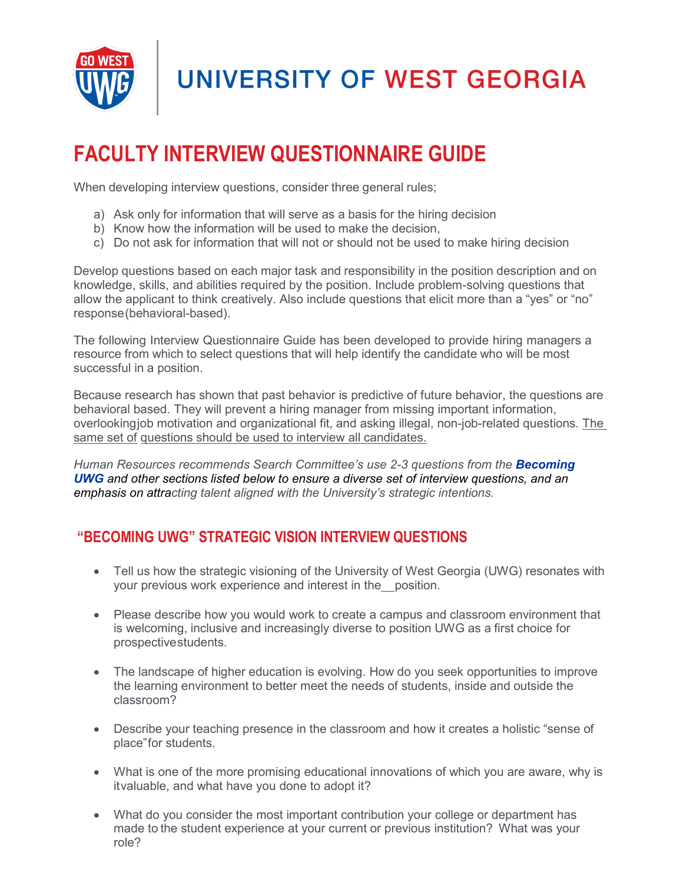UNIVERSITY OF WEST GEORGIA

# FACULTY INTERVIEW QUESTIONNAIRE GUIDE

When developing interview questions, consider three general rules;

a) Ask only for information that will serve as a basis for the hiring decision
b) Know how the information will be used to make the decision,
c) Do not ask for information that will not or should not be used to make hiring decision

Develop questions based on each major task and responsibility in the position description and on knowledge, skills, and abilities required by the position. Include problem-solving questions that allow the applicant to think creatively. Also include questions that elicit more than a "yes" or "no" response(behavioral-based).

The following Interview Questionnaire Guide has been developed to provide hiring managers a resource from which to select questions that will help identify the candidate who will be most successful in a position.

Because research has shown that past behavior is predictive of future behavior, the questions are behavioral based. They will prevent a hiring manager from missing important information, overlookingjob motivation and organizational fit, and asking illegal, non-job-related questions. The same set of questions should be used to interview all candidates.

*Human Resources recommends Search Committee's use 2-3 questions from the **Becoming UWG** and other sections listed below to ensure a diverse set of interview questions, and an emphasis on attracting talent aligned with the University's strategic intentions.*

## "BECOMING UWG" STRATEGIC VISION INTERVIEW QUESTIONS

- Tell us how the strategic visioning of the University of West Georgia (UWG) resonates with your previous work experience and interest in the__position.
- Please describe how you would work to create a campus and classroom environment that is welcoming, inclusive and increasingly diverse to position UWG as a first choice for prospectivestudents.
- The landscape of higher education is evolving. How do you seek opportunities to improve the learning environment to better meet the needs of students, inside and outside the classroom?
- Describe your teaching presence in the classroom and how it creates a holistic "sense of place"for students.
- What is one of the more promising educational innovations of which you are aware, why is itvaluable, and what have you done to adopt it?
- What do you consider the most important contribution your college or department has made to the student experience at your current or previous institution? What was your role?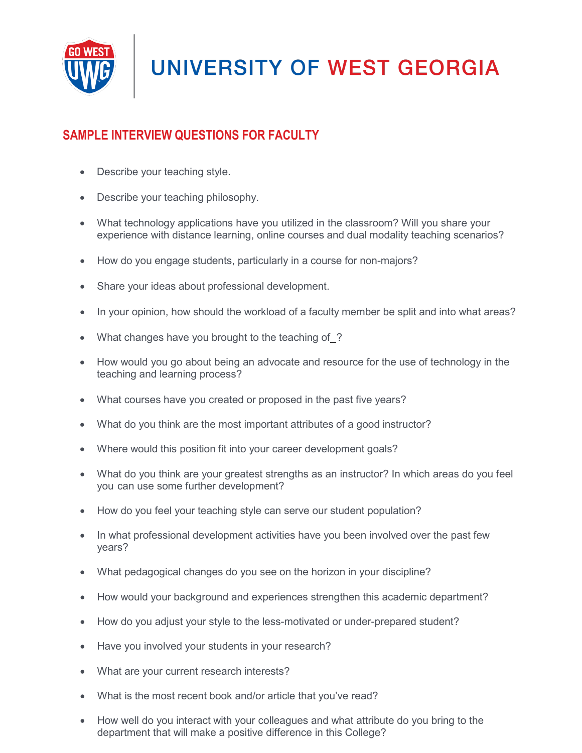# UNIVERSITY OF WEST GEORGIA

## SAMPLE INTERVIEW QUESTIONS FOR FACULTY

- Describe your teaching style.
- Describe your teaching philosophy.
- What technology applications have you utilized in the classroom? Will you share your experience with distance learning, online courses and dual modality teaching scenarios?
- How do you engage students, particularly in a course for non-majors?
- Share your ideas about professional development.
- In your opinion, how should the workload of a faculty member be split and into what areas?
- What changes have you brought to the teaching of _?
- How would you go about being an advocate and resource for the use of technology in the teaching and learning process?
- What courses have you created or proposed in the past five years?
- What do you think are the most important attributes of a good instructor?
- Where would this position fit into your career development goals?
- What do you think are your greatest strengths as an instructor? In which areas do you feel you can use some further development?
- How do you feel your teaching style can serve our student population?
- In what professional development activities have you been involved over the past few years?
- What pedagogical changes do you see on the horizon in your discipline?
- How would your background and experiences strengthen this academic department?
- How do you adjust your style to the less-motivated or under-prepared student?
- Have you involved your students in your research?
- What are your current research interests?
- What is the most recent book and/or article that you've read?
- How well do you interact with your colleagues and what attribute do you bring to the department that will make a positive difference in this College?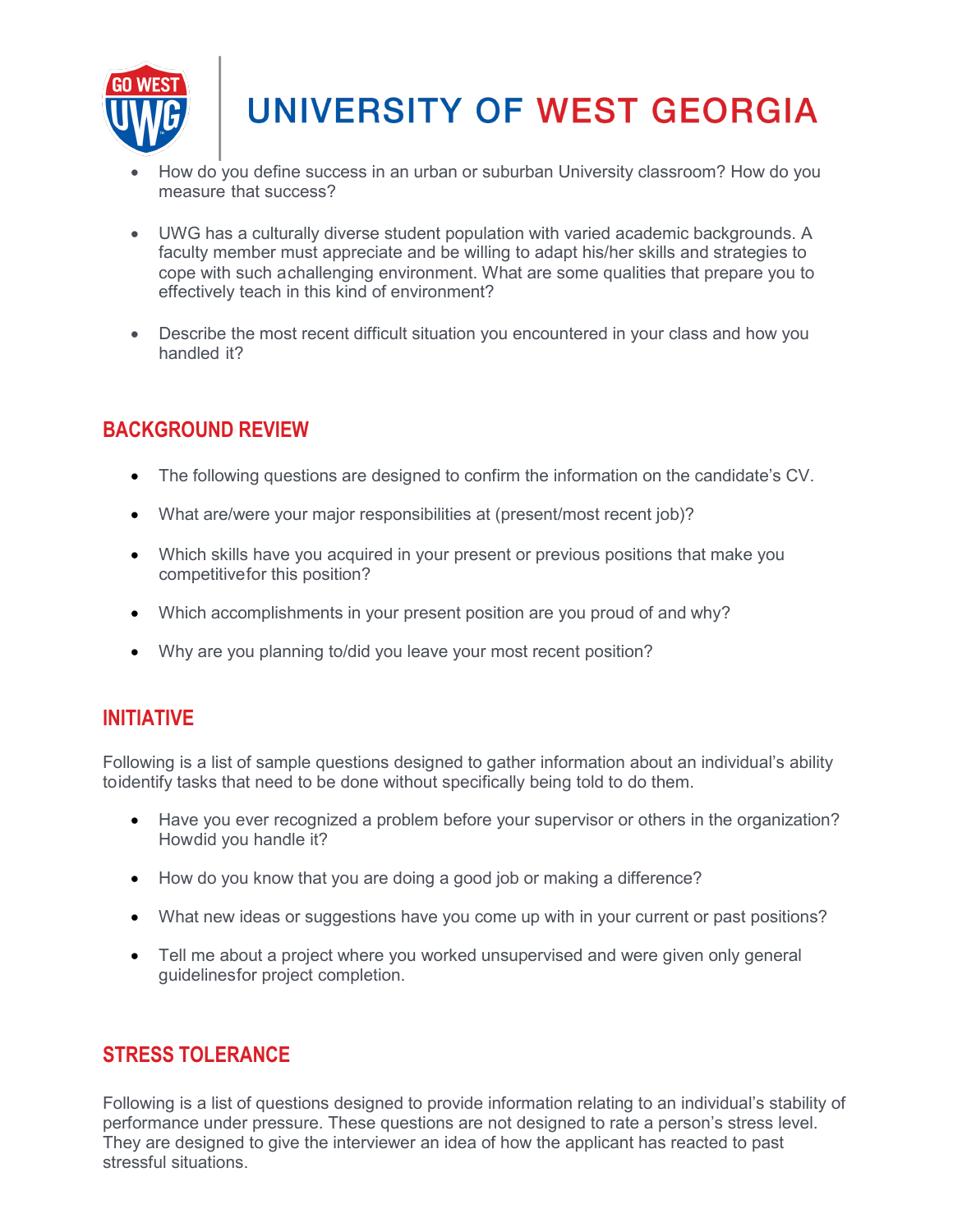- How do you define success in an urban or suburban University classroom? How do you measure that success?

- UWG has a culturally diverse student population with varied academic backgrounds. A faculty member must appreciate and be willing to adapt his/her skills and strategies to cope with such achallenging environment. What are some qualities that prepare you to effectively teach in this kind of environment?

- Describe the most recent difficult situation you encountered in your class and how you handled it?

## BACKGROUND REVIEW

- The following questions are designed to confirm the information on the candidate's CV.

- What are/were your major responsibilities at (present/most recent job)?

- Which skills have you acquired in your present or previous positions that make you competitivefor this position?

- Which accomplishments in your present position are you proud of and why?

- Why are you planning to/did you leave your most recent position?

## INITIATIVE

Following is a list of sample questions designed to gather information about an individual's ability toidentify tasks that need to be done without specifically being told to do them.

- Have you ever recognized a problem before your supervisor or others in the organization? Howdid you handle it?

- How do you know that you are doing a good job or making a difference?

- What new ideas or suggestions have you come up with in your current or past positions?

- Tell me about a project where you worked unsupervised and were given only general guidelinesfor project completion.

## STRESS TOLERANCE

Following is a list of questions designed to provide information relating to an individual's stability of performance under pressure. These questions are not designed to rate a person's stress level. They are designed to give the interviewer an idea of how the applicant has reacted to past stressful situations.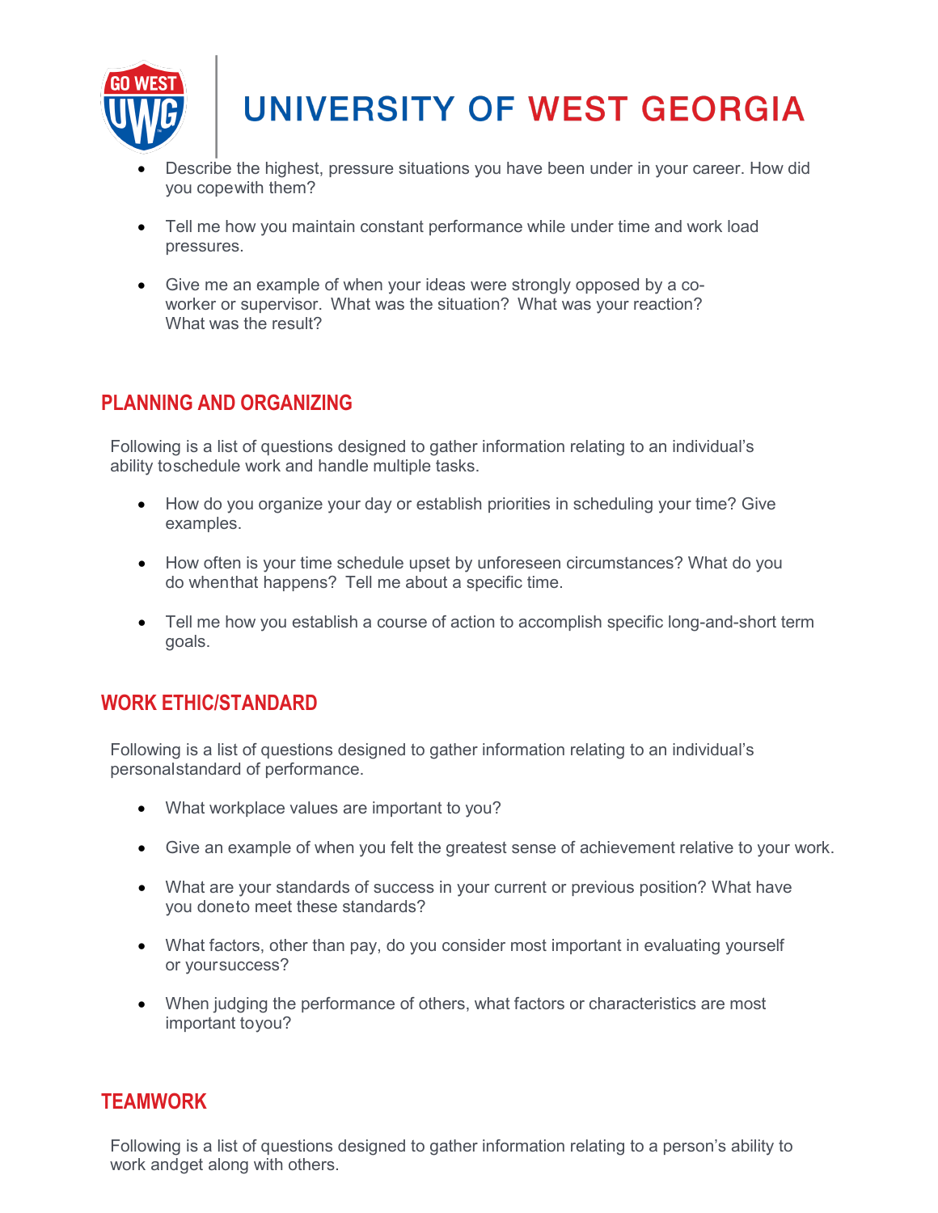- Describe the highest, pressure situations you have been under in your career. How did you copewith them?
- Tell me how you maintain constant performance while under time and work load pressures.
- Give me an example of when your ideas were strongly opposed by a co-worker or supervisor. What was the situation? What was your reaction? What was the result?

## PLANNING AND ORGANIZING

Following is a list of questions designed to gather information relating to an individual's ability toschedule work and handle multiple tasks.

- How do you organize your day or establish priorities in scheduling your time? Give examples.
- How often is your time schedule upset by unforeseen circumstances? What do you do whenthat happens? Tell me about a specific time.
- Tell me how you establish a course of action to accomplish specific long-and-short term goals.

## WORK ETHIC/STANDARD

Following is a list of questions designed to gather information relating to an individual's personalstandard of performance.

- What workplace values are important to you?
- Give an example of when you felt the greatest sense of achievement relative to your work.
- What are your standards of success in your current or previous position? What have you doneto meet these standards?
- What factors, other than pay, do you consider most important in evaluating yourself or yoursuccess?
- When judging the performance of others, what factors or characteristics are most important toyou?

## TEAMWORK

Following is a list of questions designed to gather information relating to a person's ability to work andget along with others.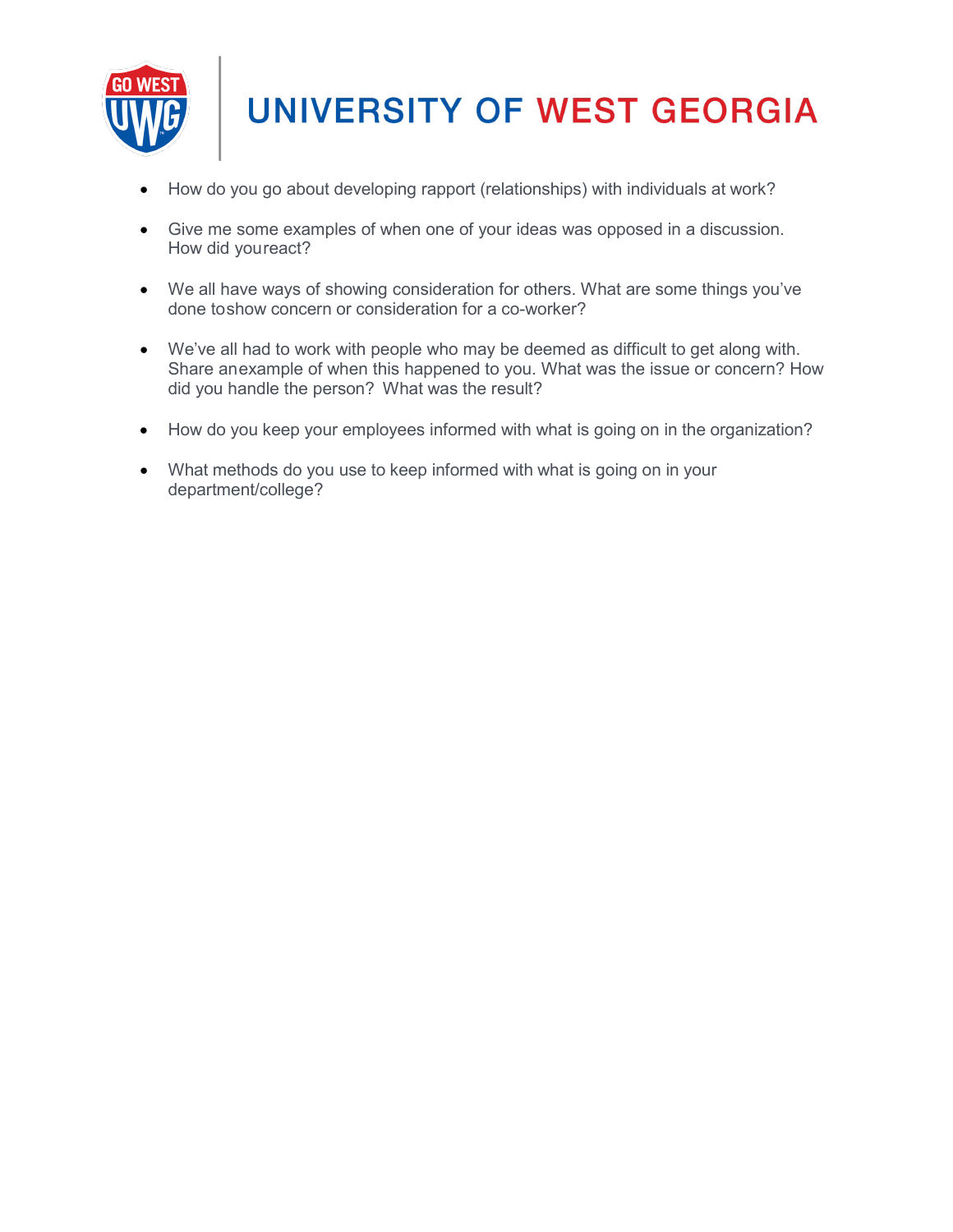- How do you go about developing rapport (relationships) with individuals at work?
- Give me some examples of when one of your ideas was opposed in a discussion. How did youreact?
- We all have ways of showing consideration for others. What are some things you've done toshow concern or consideration for a co-worker?
- We've all had to work with people who may be deemed as difficult to get along with. Share anexample of when this happened to you. What was the issue or concern? How did you handle the person? What was the result?
- How do you keep your employees informed with what is going on in the organization?
- What methods do you use to keep informed with what is going on in your department/college?